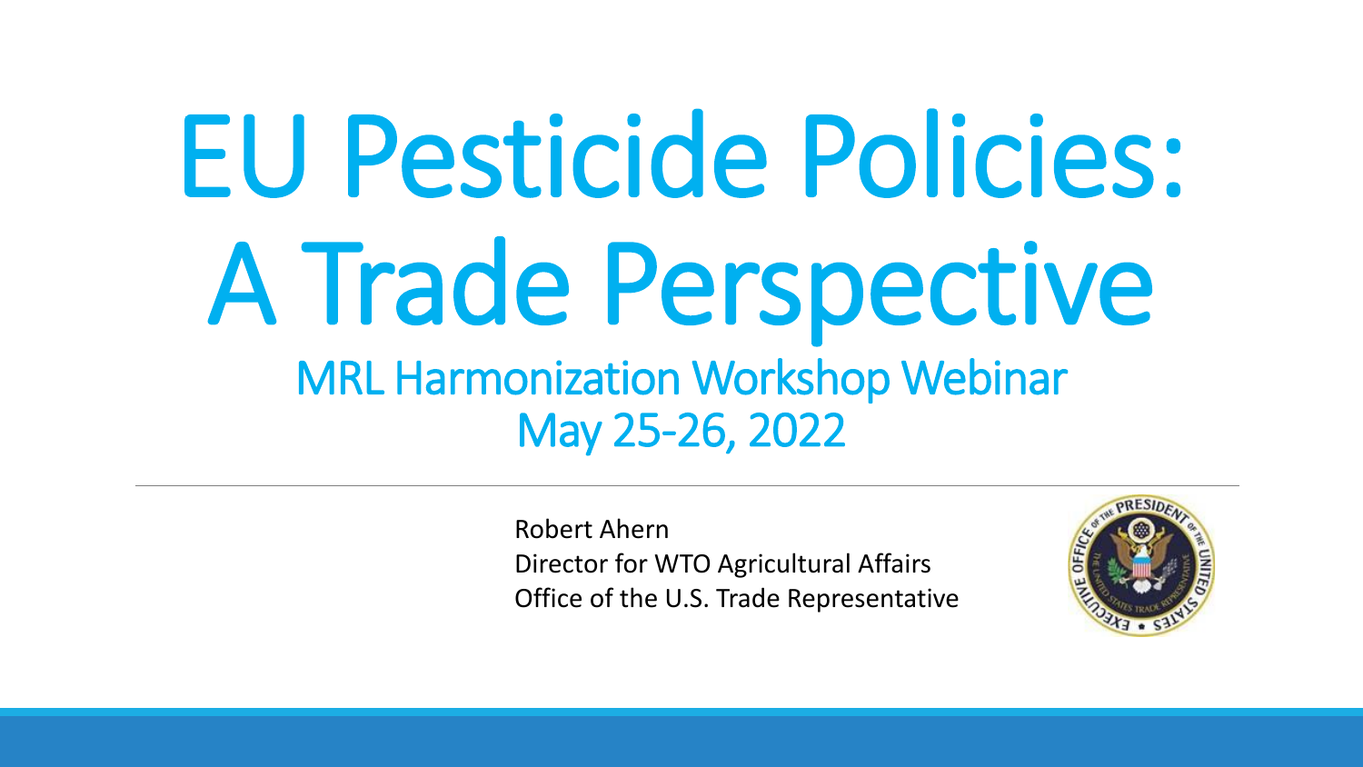# EU Pesticide Policies: A Trade Perspective

## MRL Harmonization Workshop Webinar
## May 25-26, 2022

Robert Ahern
Director for WTO Agricultural Affairs
Office of the U.S. Trade Representative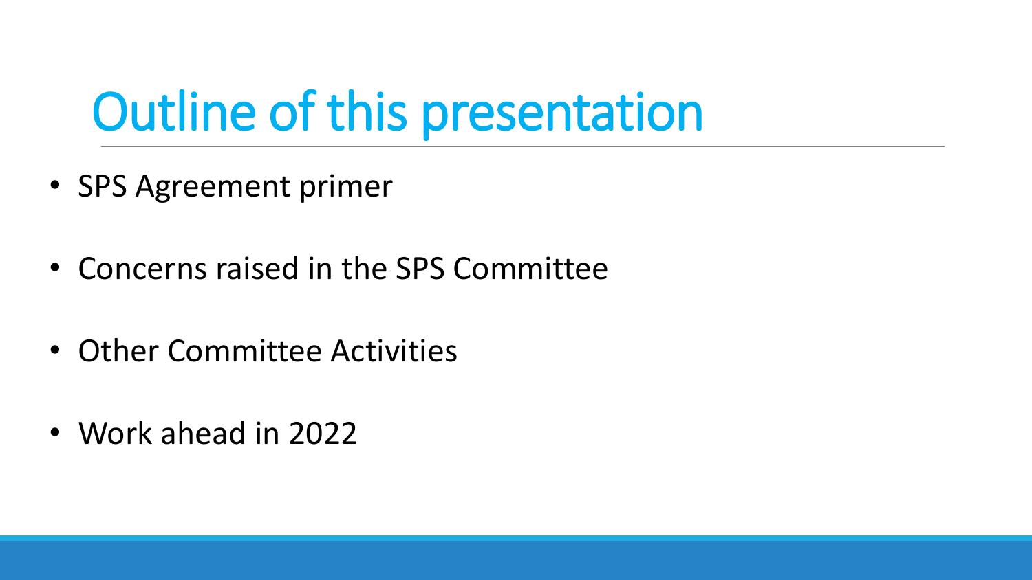# Outline of this presentation

- SPS Agreement primer
- Concerns raised in the SPS Committee
- Other Committee Activities
- Work ahead in 2022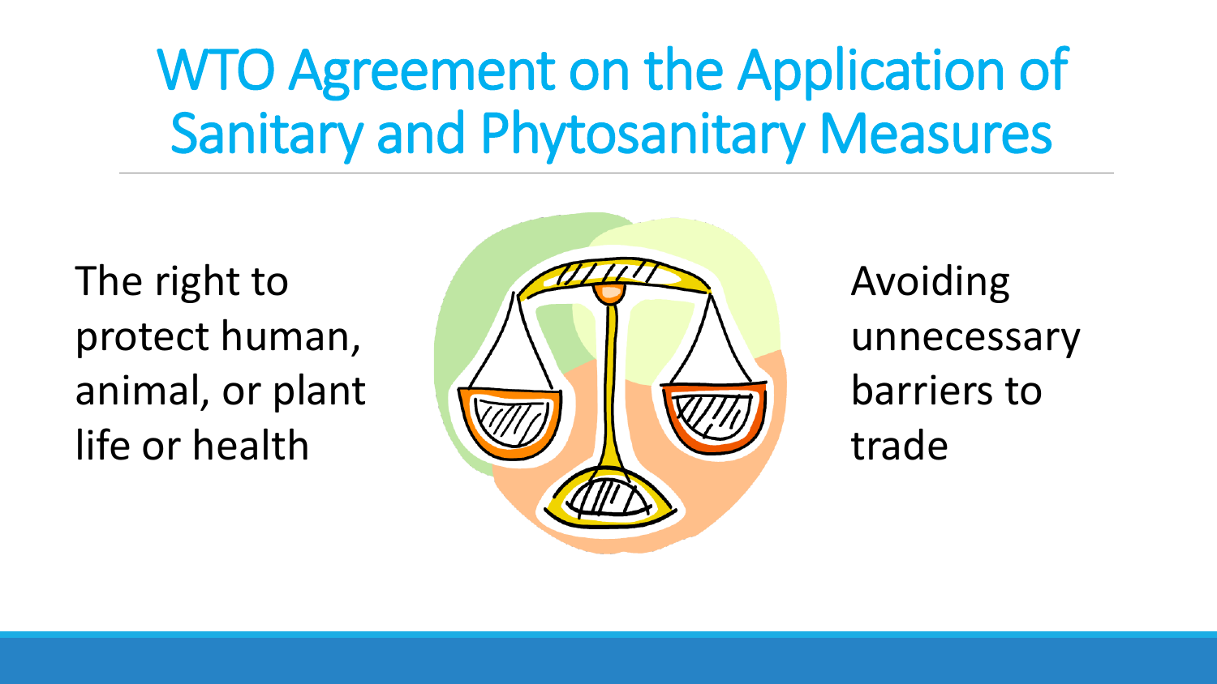# WTO Agreement on the Application of Sanitary and Phytosanitary Measures

The right to protect human, animal, or plant life or health

Avoiding unnecessary barriers to trade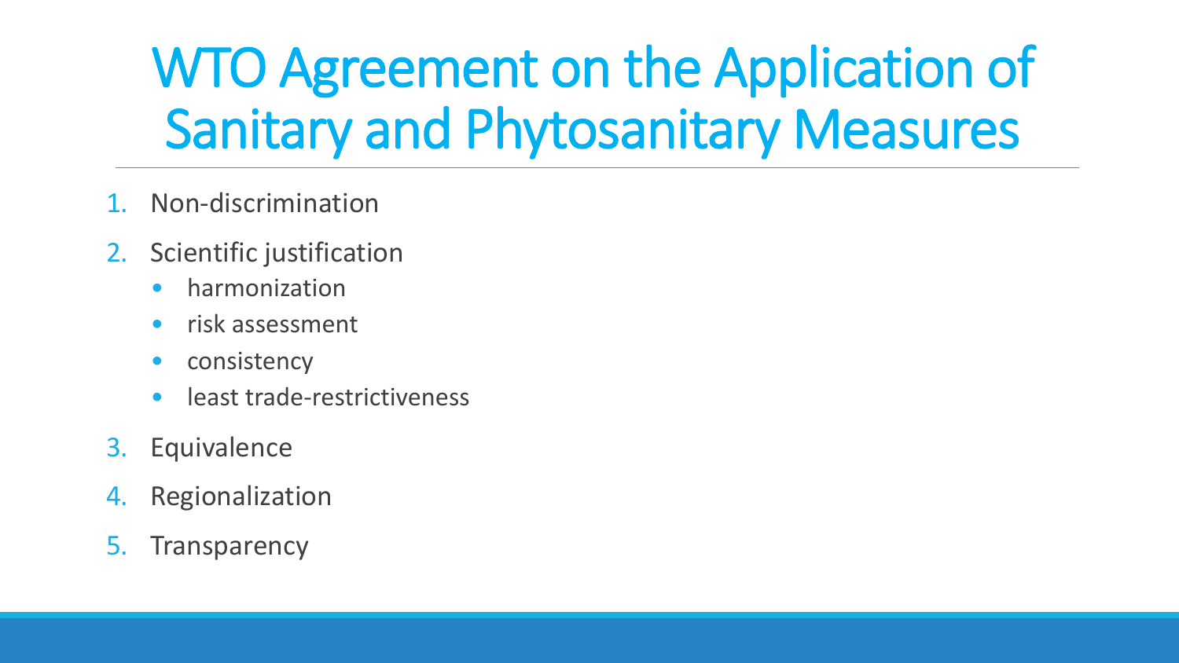# WTO Agreement on the Application of Sanitary and Phytosanitary Measures

1. Non-discrimination
2. Scientific justification
   - harmonization
   - risk assessment
   - consistency
   - least trade-restrictiveness
3. Equivalence
4. Regionalization
5. Transparency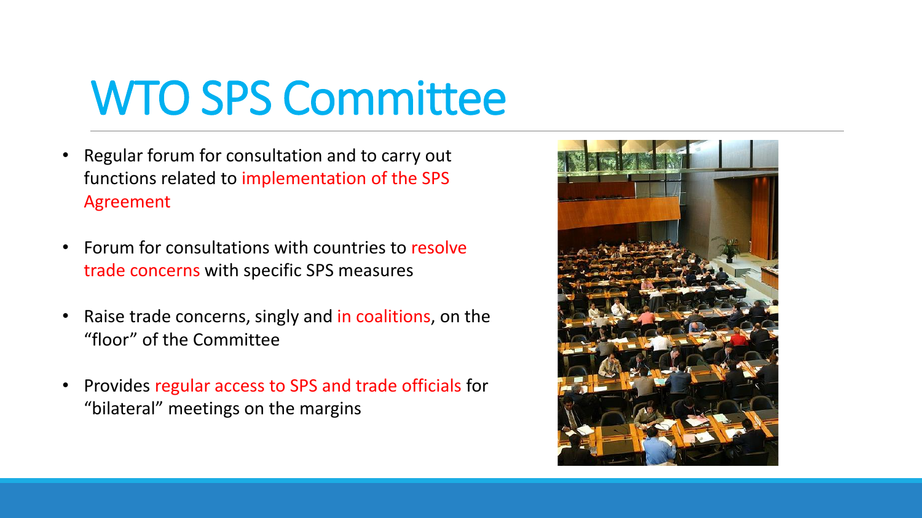# WTO SPS Committee

- Regular forum for consultation and to carry out functions related to implementation of the SPS Agreement
- Forum for consultations with countries to resolve trade concerns with specific SPS measures
- Raise trade concerns, singly and in coalitions, on the "floor" of the Committee
- Provides regular access to SPS and trade officials for "bilateral" meetings on the margins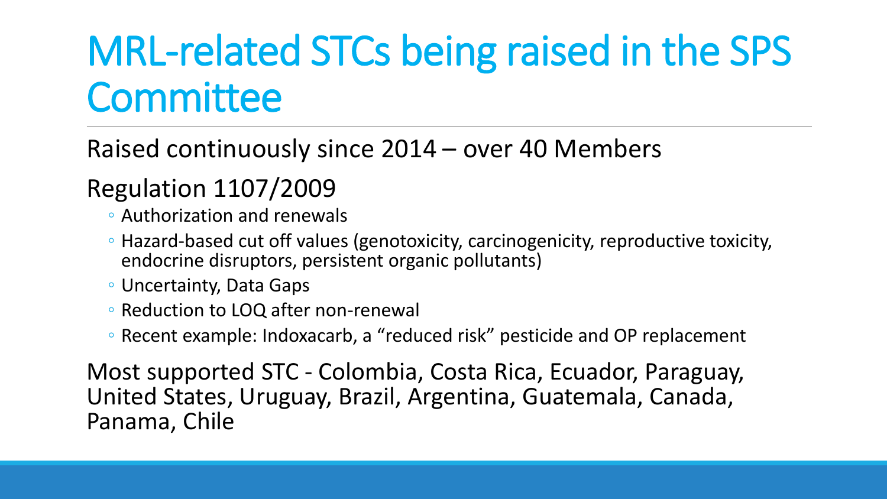# MRL-related STCs being raised in the SPS Committee

Raised continuously since 2014 – over 40 Members

Regulation 1107/2009

- Authorization and renewals
- Hazard-based cut off values (genotoxicity, carcinogenicity, reproductive toxicity, endocrine disruptors, persistent organic pollutants)
- Uncertainty, Data Gaps
- Reduction to LOQ after non-renewal
- Recent example: Indoxacarb, a "reduced risk" pesticide and OP replacement

Most supported STC - Colombia, Costa Rica, Ecuador, Paraguay, United States, Uruguay, Brazil, Argentina, Guatemala, Canada, Panama, Chile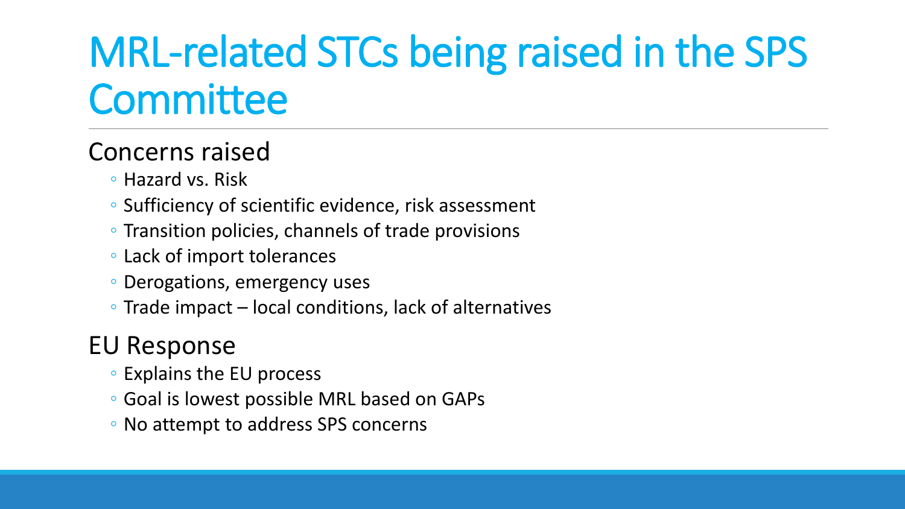# MRL-related STCs being raised in the SPS Committee

## Concerns raised

- Hazard vs. Risk
- Sufficiency of scientific evidence, risk assessment
- Transition policies, channels of trade provisions
- Lack of import tolerances
- Derogations, emergency uses
- Trade impact – local conditions, lack of alternatives

## EU Response

- Explains the EU process
- Goal is lowest possible MRL based on GAPs
- No attempt to address SPS concerns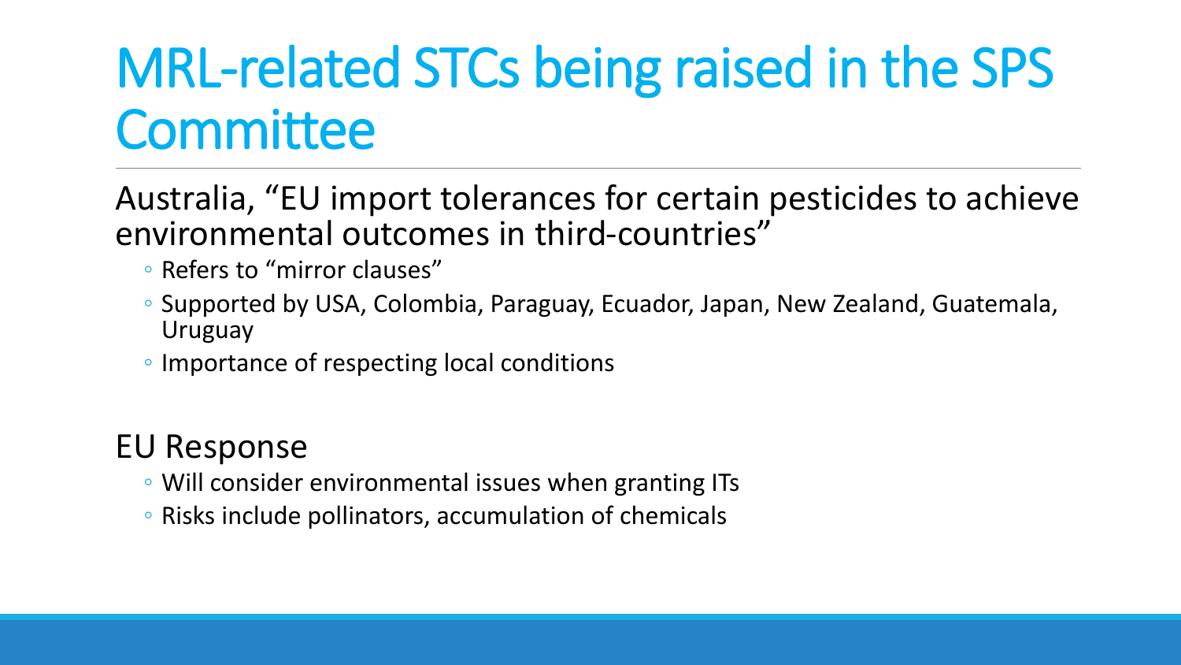# MRL-related STCs being raised in the SPS Committee

Australia, “EU import tolerances for certain pesticides to achieve environmental outcomes in third-countries”

- Refers to “mirror clauses”
- Supported by USA, Colombia, Paraguay, Ecuador, Japan, New Zealand, Guatemala, Uruguay
- Importance of respecting local conditions

EU Response

- Will consider environmental issues when granting ITs
- Risks include pollinators, accumulation of chemicals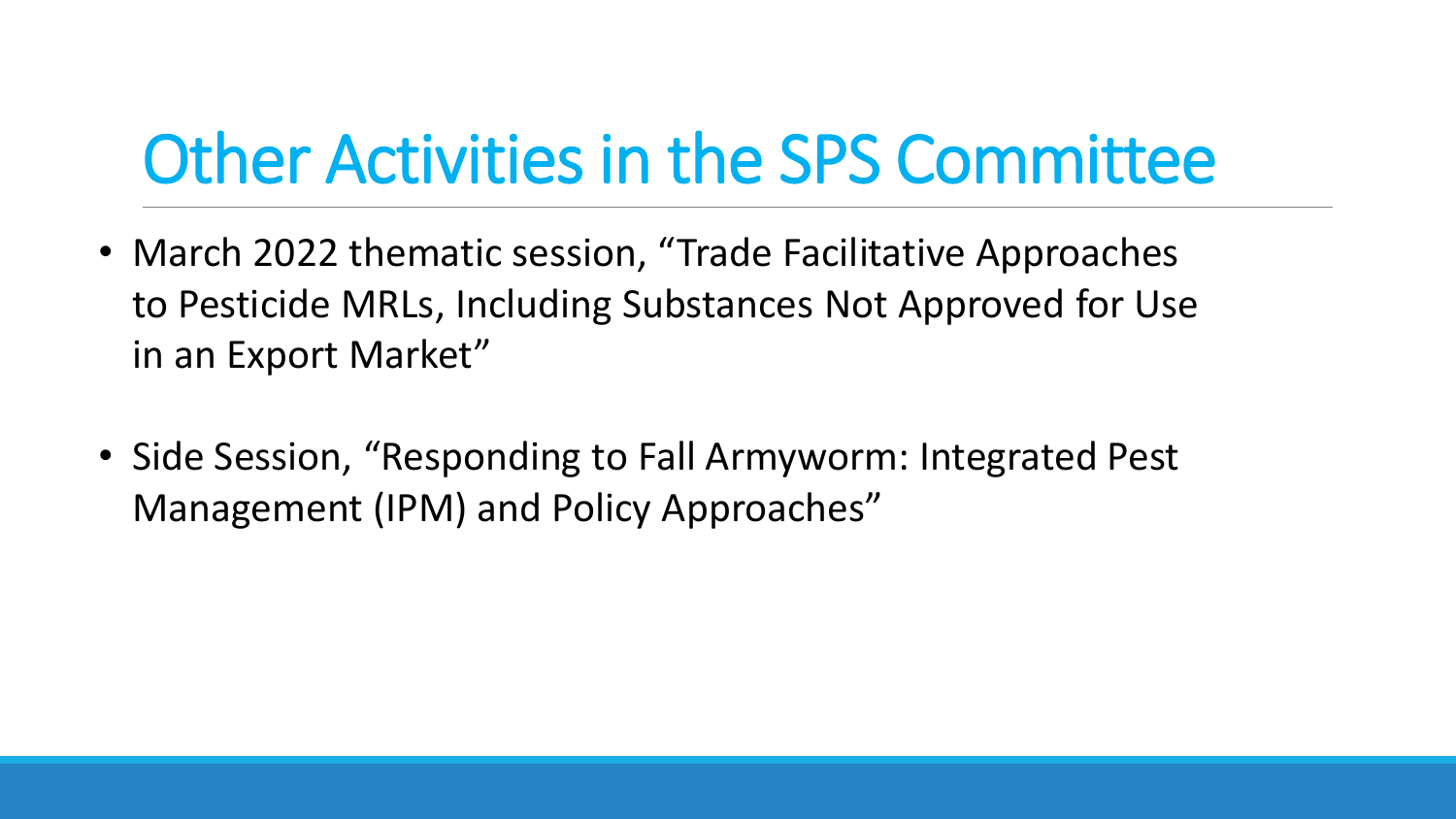# Other Activities in the SPS Committee

- March 2022 thematic session, “Trade Facilitative Approaches to Pesticide MRLs, Including Substances Not Approved for Use in an Export Market”

- Side Session, “Responding to Fall Armyworm: Integrated Pest Management (IPM) and Policy Approaches”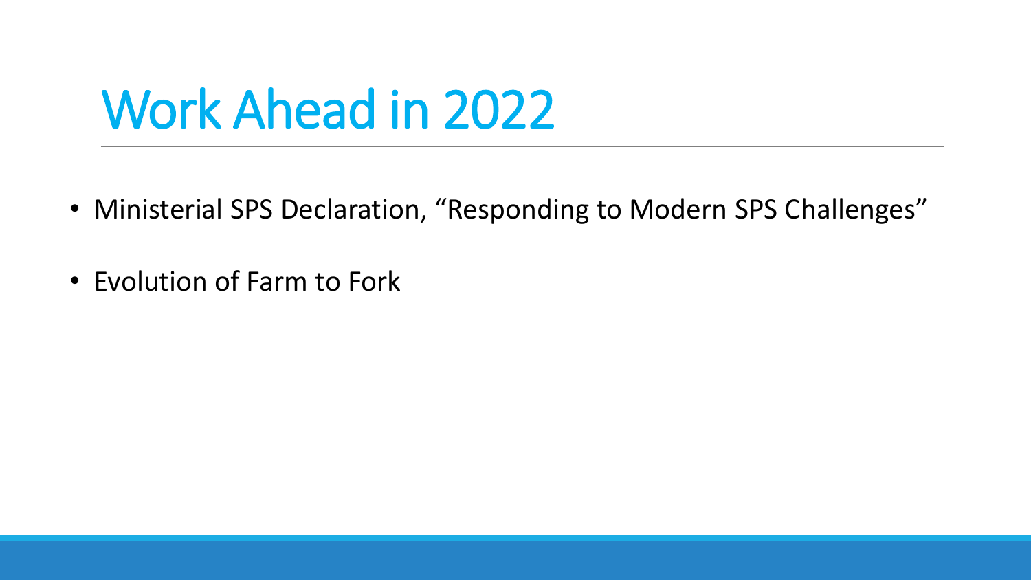# Work Ahead in 2022

- Ministerial SPS Declaration, “Responding to Modern SPS Challenges”
- Evolution of Farm to Fork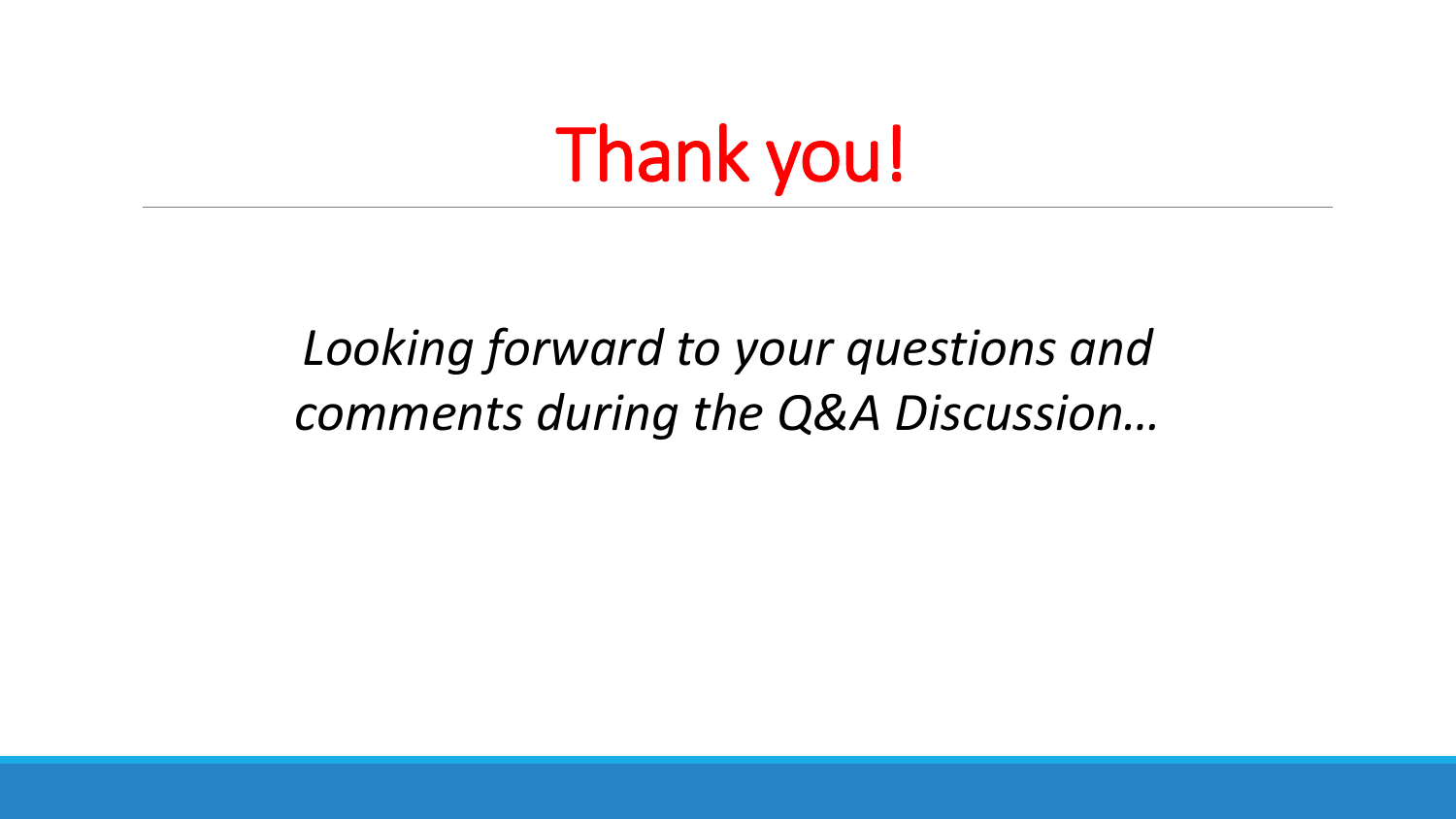# Thank you!

*Looking forward to your questions and comments during the Q&A Discussion…*